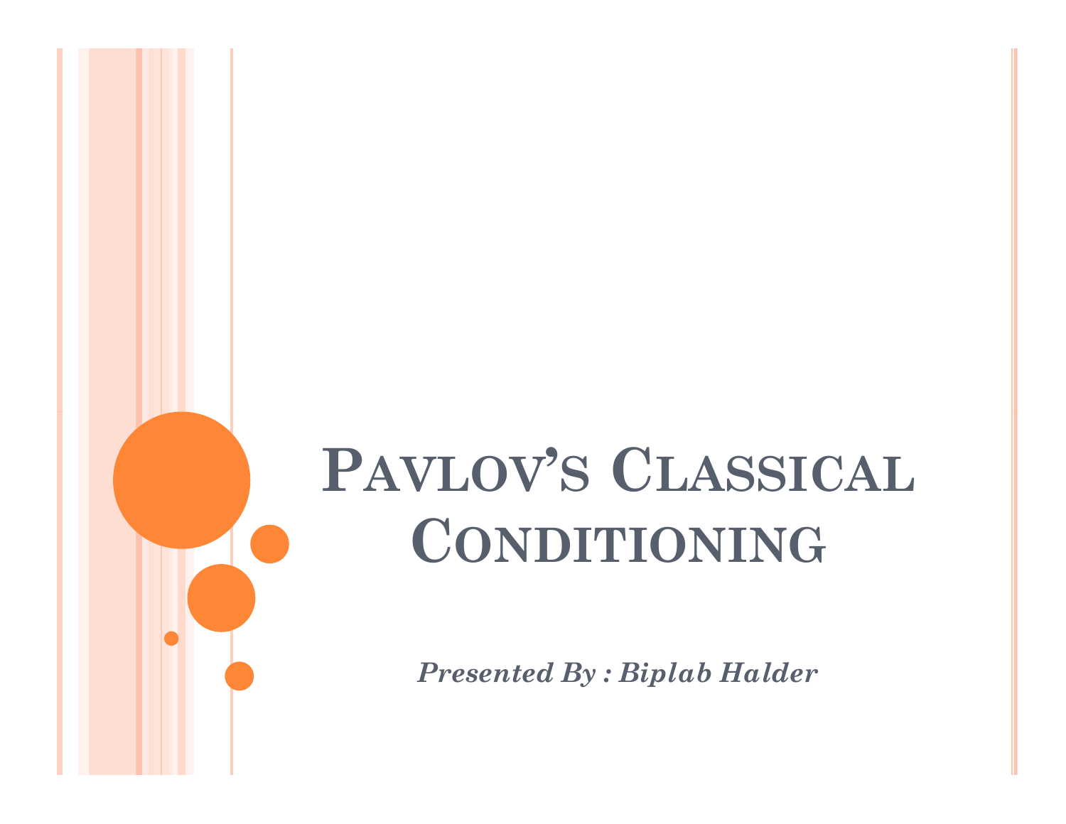# Pavlov's Classical Conditioning

***Presented By : Biplab Halder***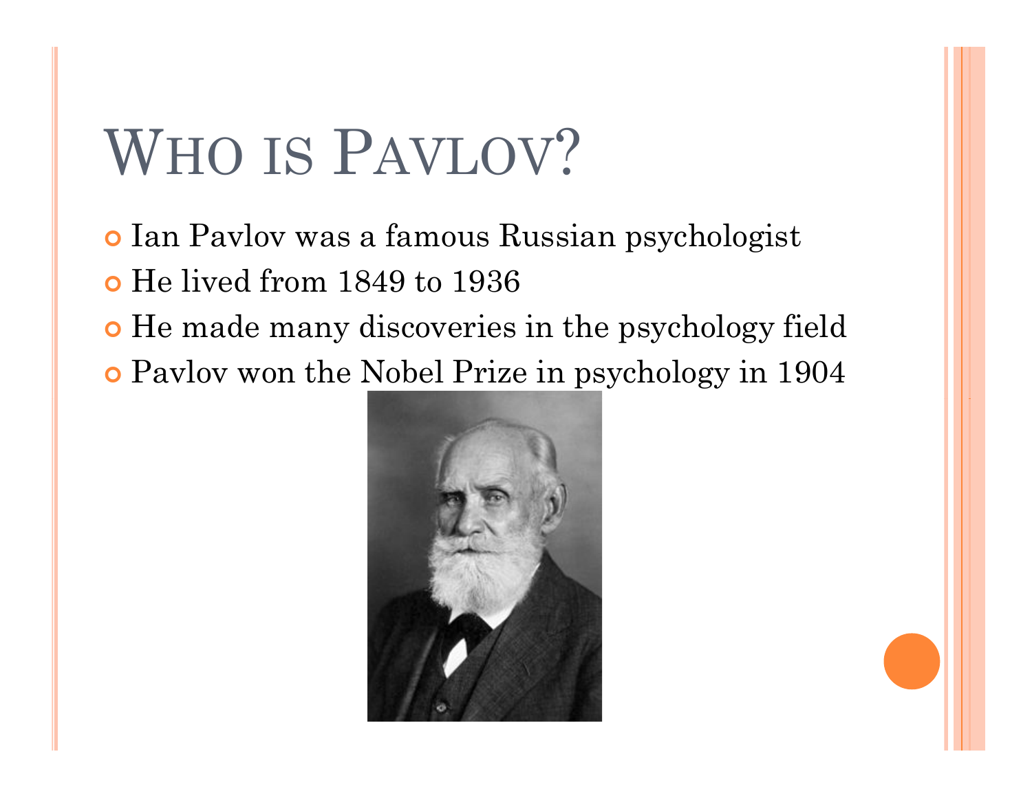# Who is Pavlov?

- Ian Pavlov was a famous Russian psychologist
- He lived from 1849 to 1936
- He made many discoveries in the psychology field
- Pavlov won the Nobel Prize in psychology in 1904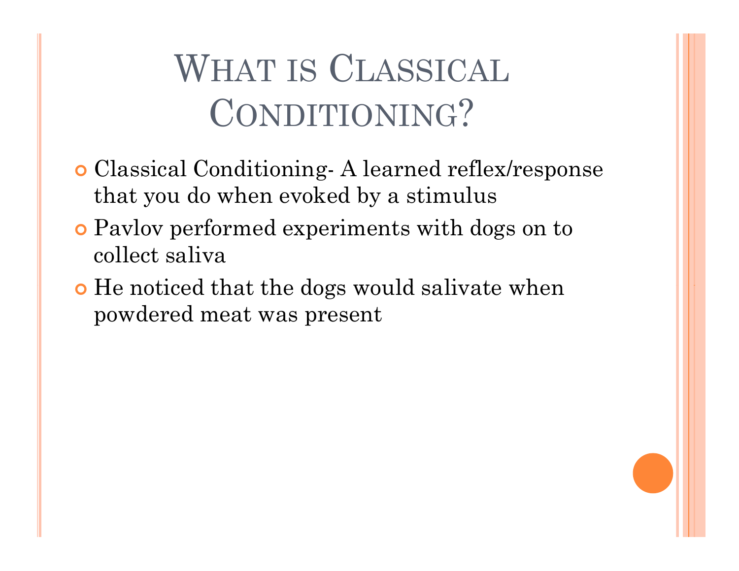# What is Classical Conditioning?

- Classical Conditioning- A learned reflex/response that you do when evoked by a stimulus
- Pavlov performed experiments with dogs on to collect saliva
- He noticed that the dogs would salivate when powdered meat was present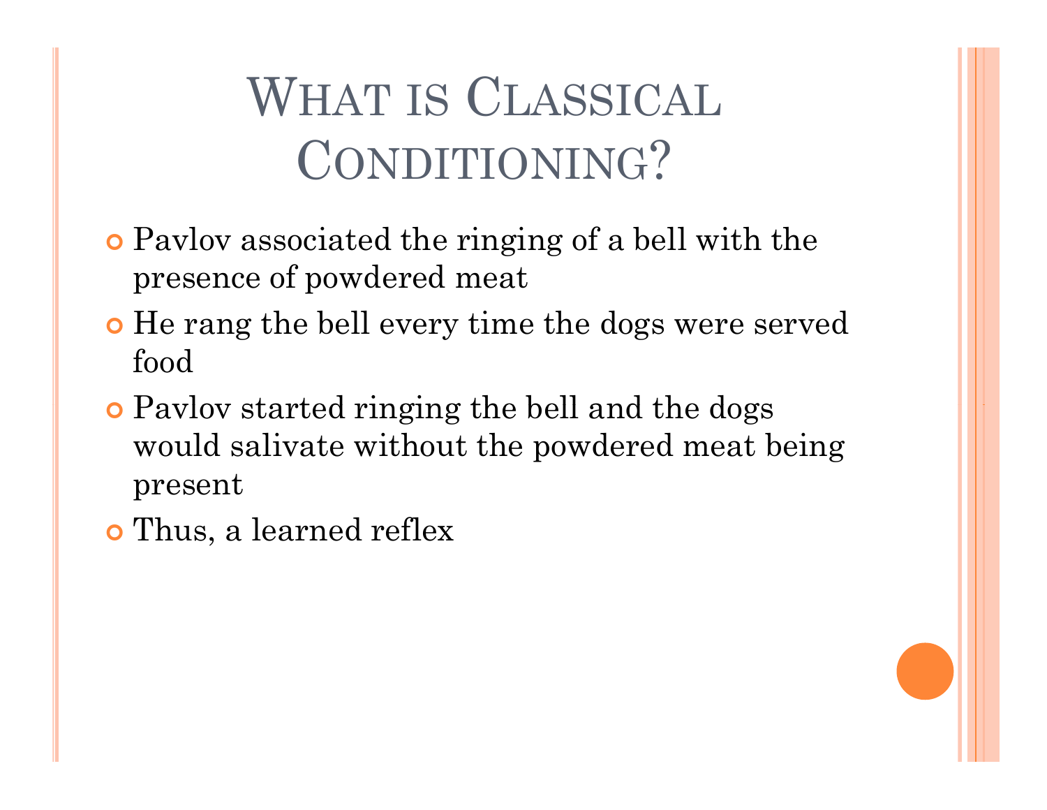# What is Classical Conditioning?

- Pavlov associated the ringing of a bell with the presence of powdered meat
- He rang the bell every time the dogs were served food
- Pavlov started ringing the bell and the dogs would salivate without the powdered meat being present
- Thus, a learned reflex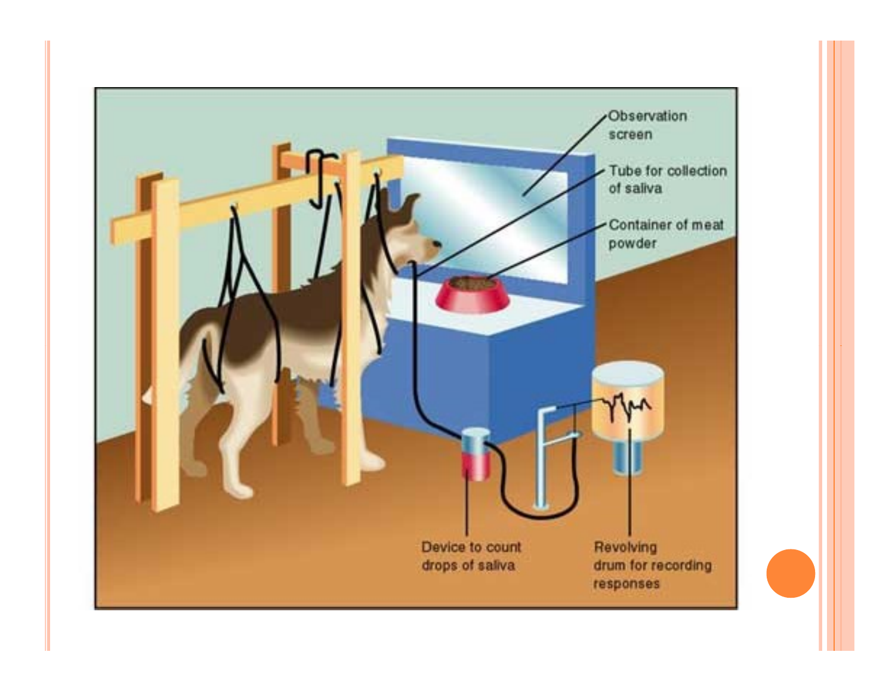Observation screen

Tube for collection of saliva

Container of meat powder

Device to count drops of saliva

Revolving drum for recording responses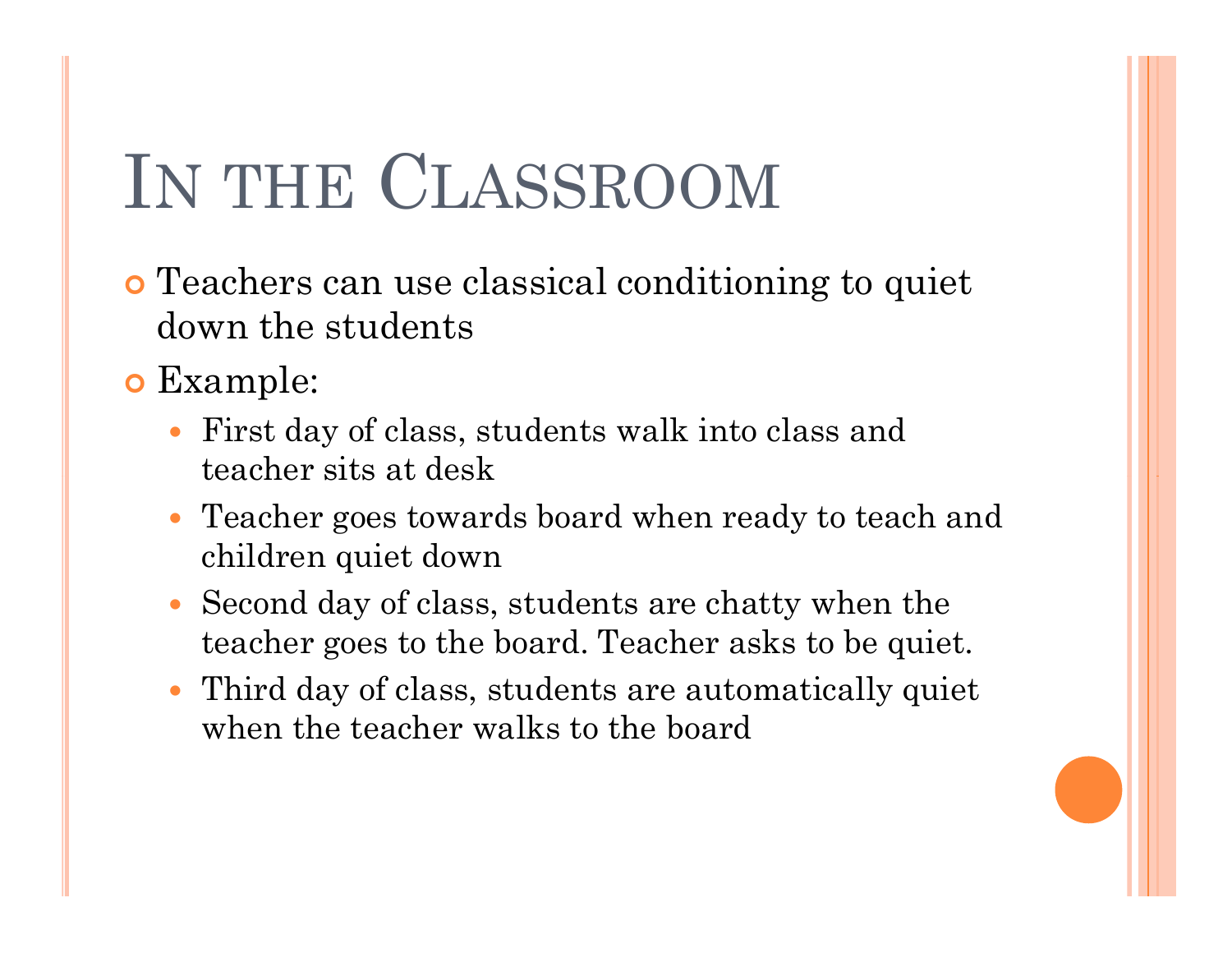# In the Classroom

- Teachers can use classical conditioning to quiet down the students
- Example:
  - First day of class, students walk into class and teacher sits at desk
  - Teacher goes towards board when ready to teach and children quiet down
  - Second day of class, students are chatty when the teacher goes to the board. Teacher asks to be quiet.
  - Third day of class, students are automatically quiet when the teacher walks to the board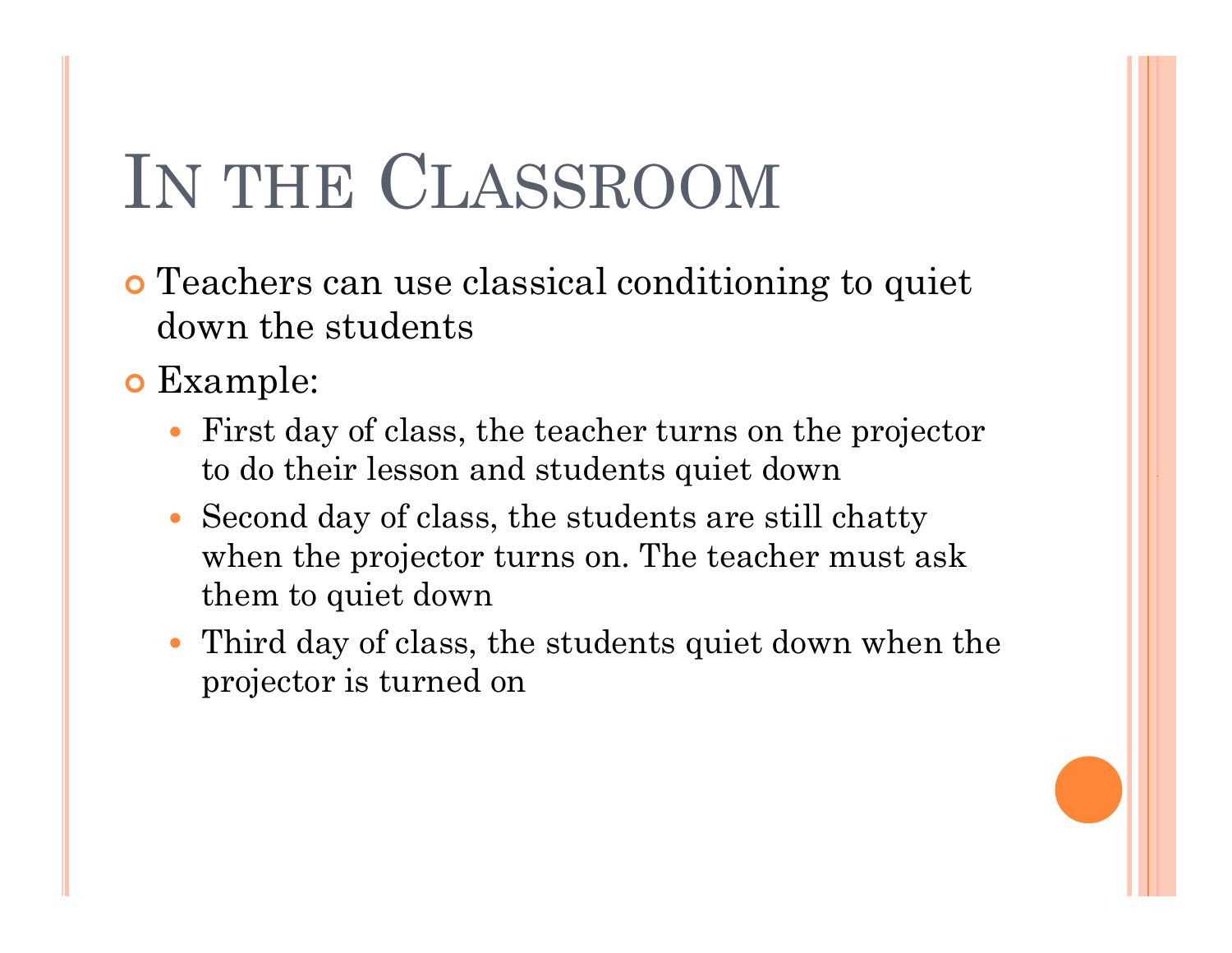# In the Classroom

- Teachers can use classical conditioning to quiet down the students
- Example:
  - First day of class, the teacher turns on the projector to do their lesson and students quiet down
  - Second day of class, the students are still chatty when the projector turns on. The teacher must ask them to quiet down
  - Third day of class, the students quiet down when the projector is turned on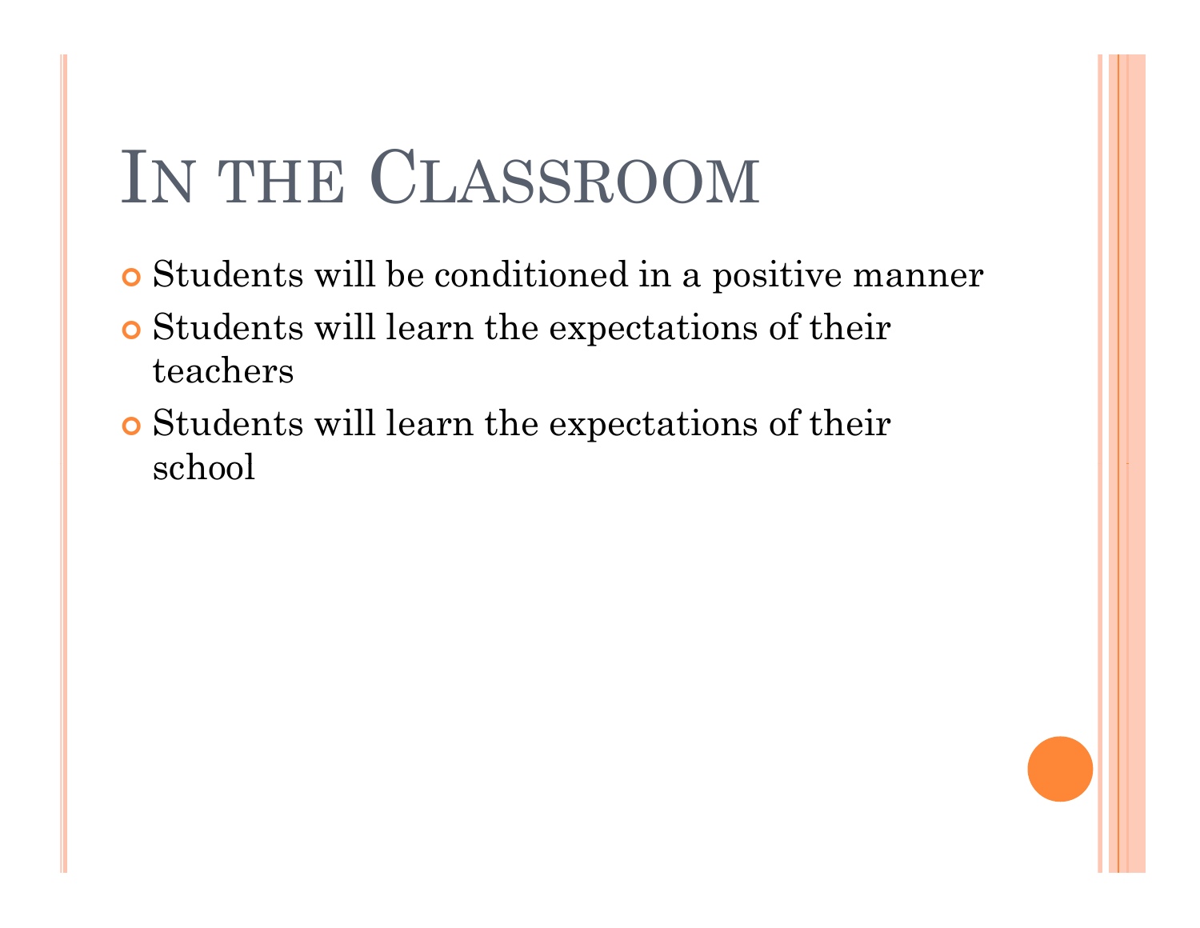# In the Classroom

- Students will be conditioned in a positive manner
- Students will learn the expectations of their teachers
- Students will learn the expectations of their school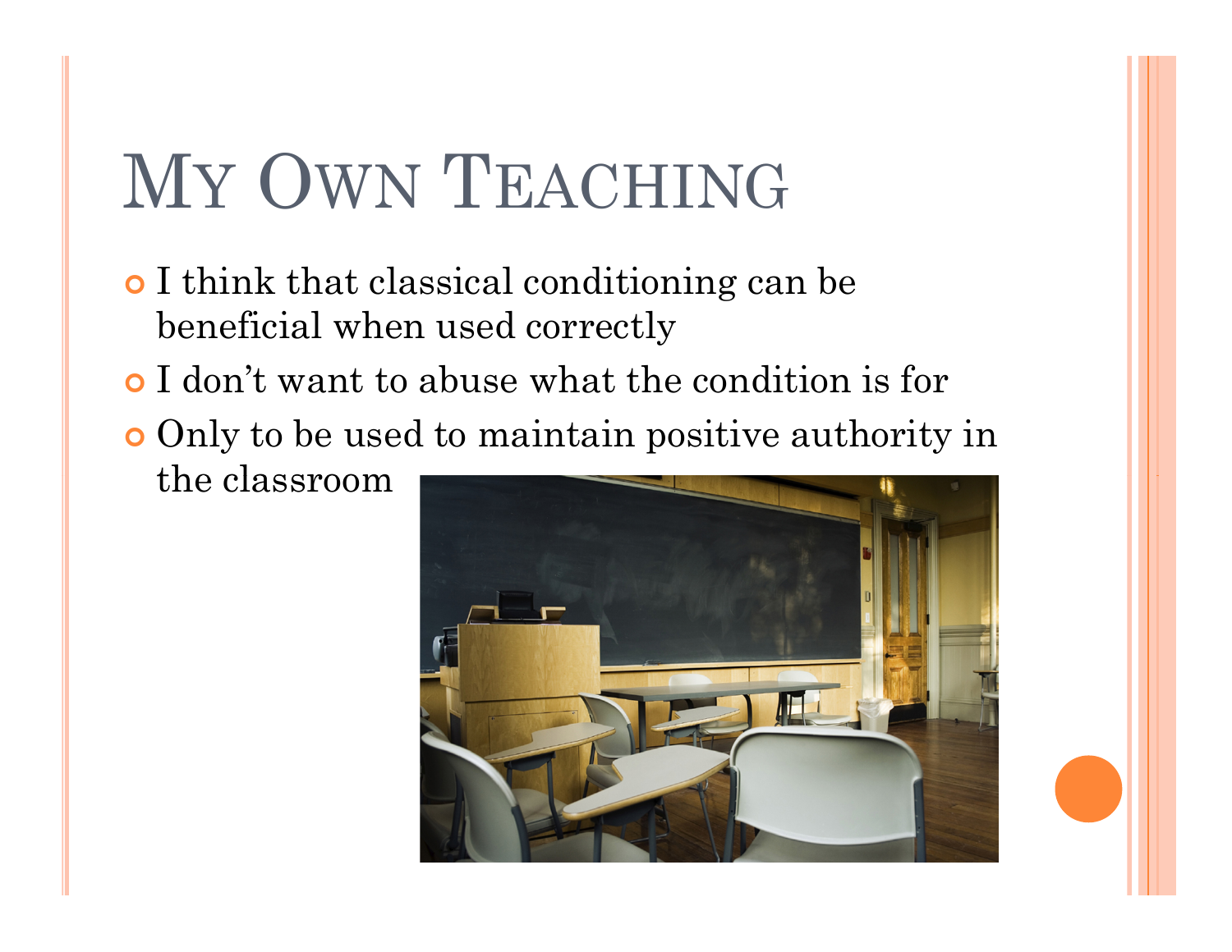# My Own Teaching

- I think that classical conditioning can be beneficial when used correctly
- I don't want to abuse what the condition is for
- Only to be used to maintain positive authority in the classroom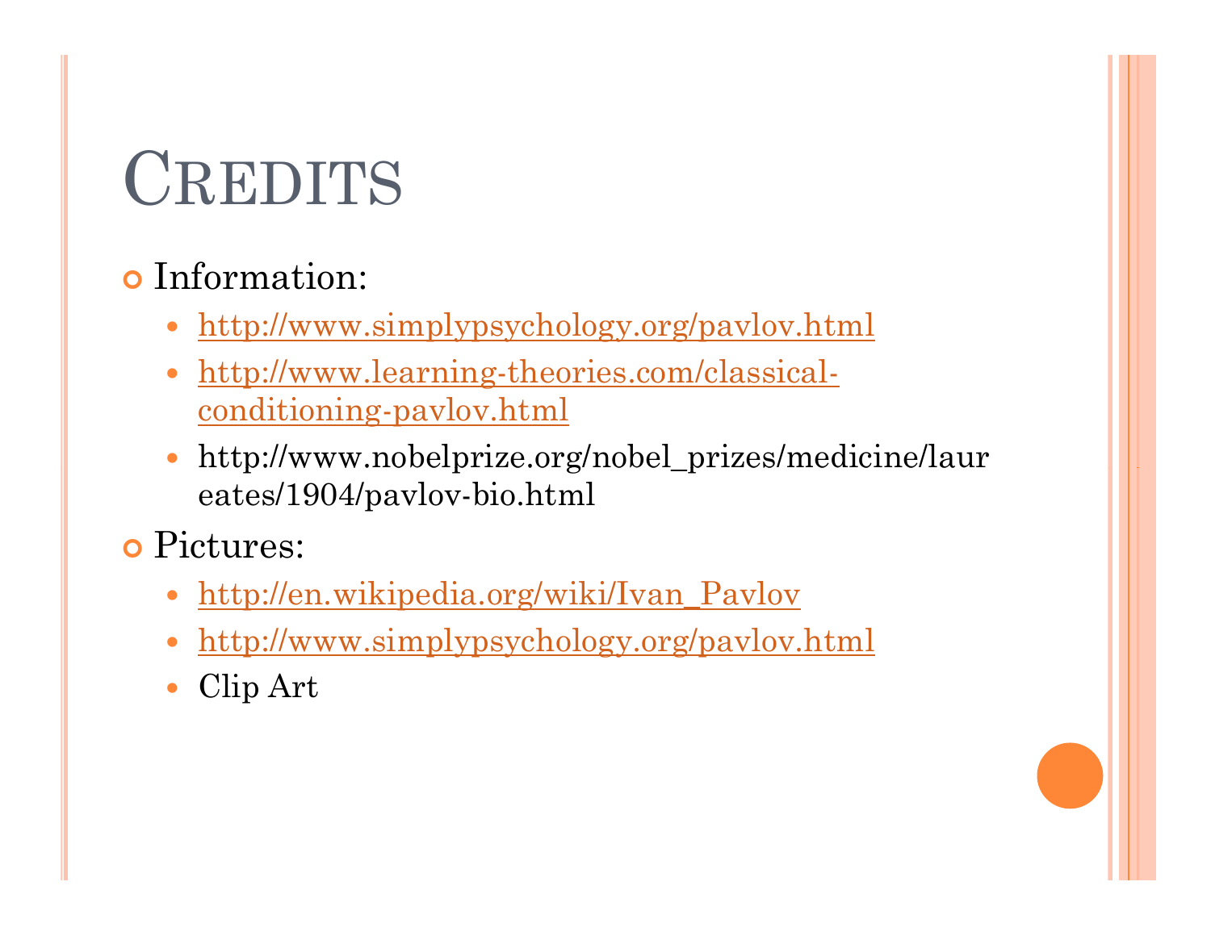# CREDITS

- Information:
  - http://www.simplypsychology.org/pavlov.html
  - http://www.learning-theories.com/classical-conditioning-pavlov.html
  - http://www.nobelprize.org/nobel_prizes/medicine/laureates/1904/pavlov-bio.html
- Pictures:
  - http://en.wikipedia.org/wiki/Ivan_Pavlov
  - http://www.simplypsychology.org/pavlov.html
  - Clip Art